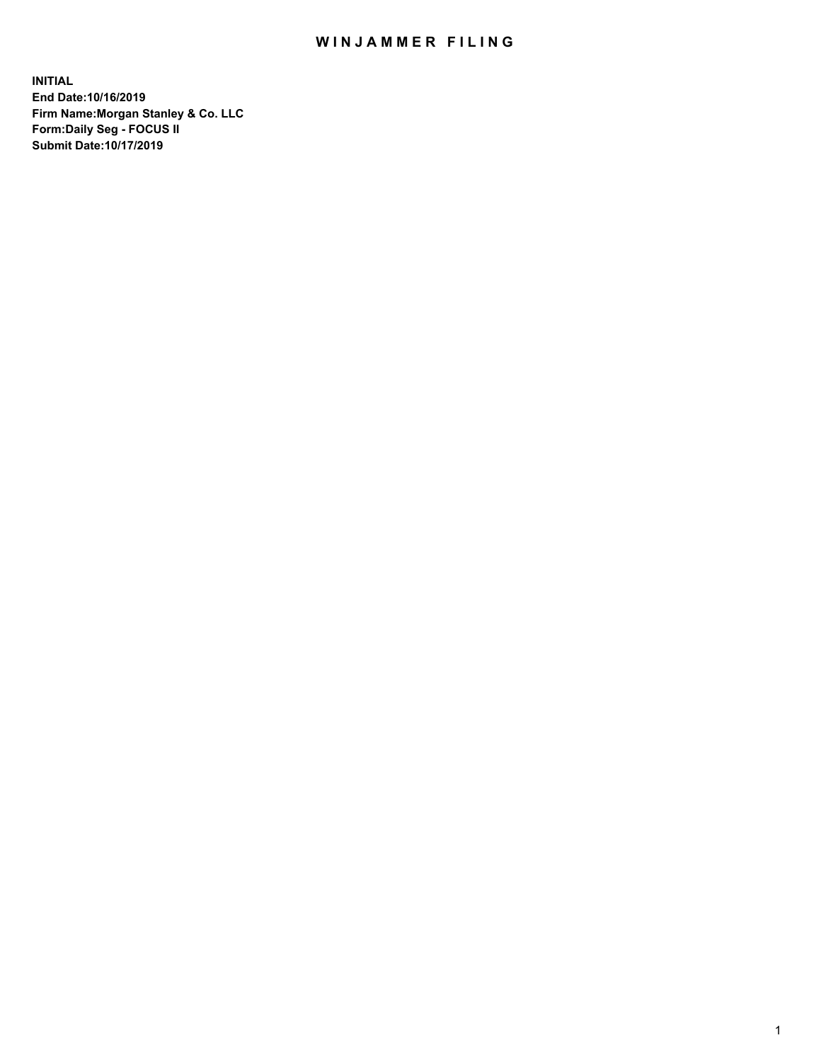# WINJAMMER FILING

**INITIAL**
**End Date:10/16/2019**
**Firm Name:Morgan Stanley & Co. LLC**
**Form:Daily Seg - FOCUS II**
**Submit Date:10/17/2019**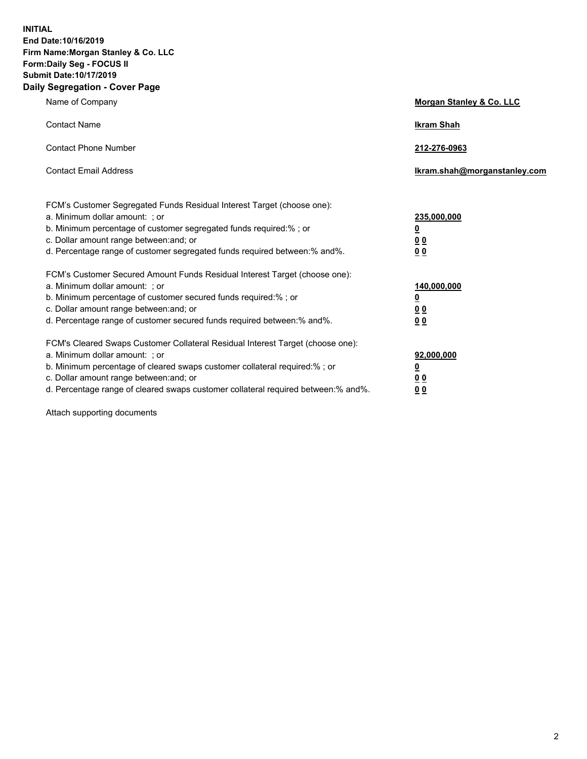**INITIAL**
**End Date:10/16/2019**
**Firm Name:Morgan Stanley & Co. LLC**
**Form:Daily Seg - FOCUS II**
**Submit Date:10/17/2019**
**Daily Segregation - Cover Page**

| | |
|---|---|
| Name of Company | **Morgan Stanley & Co. LLC** |
| Contact Name | **Ikram Shah** |
| Contact Phone Number | **212-276-0963** |
| Contact Email Address | **Ikram.shah@morganstanley.com** |

| | |
|---|---|
| FCM's Customer Segregated Funds Residual Interest Target (choose one): | |
| a. Minimum dollar amount: ; or | **235,000,000** |
| b. Minimum percentage of customer segregated funds required:% ; or | **0** |
| c. Dollar amount range between:and; or | **0 0** |
| d. Percentage range of customer segregated funds required between:% and%. | **0 0** |
| FCM's Customer Secured Amount Funds Residual Interest Target (choose one): | |
| a. Minimum dollar amount: ; or | **140,000,000** |
| b. Minimum percentage of customer secured funds required:% ; or | **0** |
| c. Dollar amount range between:and; or | **0 0** |
| d. Percentage range of customer secured funds required between:% and%. | **0 0** |
| FCM's Cleared Swaps Customer Collateral Residual Interest Target (choose one): | |
| a. Minimum dollar amount: ; or | **92,000,000** |
| b. Minimum percentage of cleared swaps customer collateral required:% ; or | **0** |
| c. Dollar amount range between:and; or | **0 0** |
| d. Percentage range of cleared swaps customer collateral required between:% and%. | **0 0** |

Attach supporting documents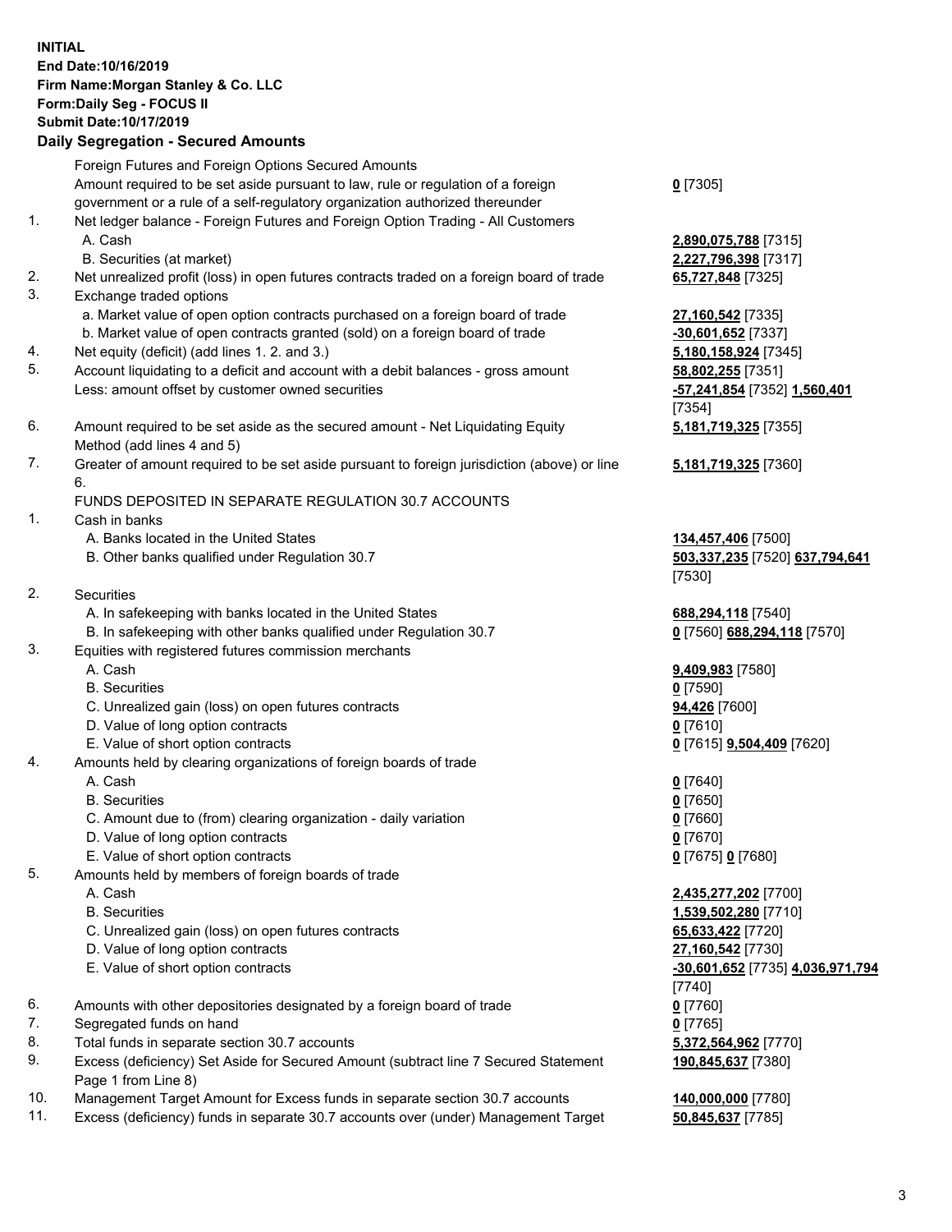**INITIAL**
**End Date:10/16/2019**
**Firm Name:Morgan Stanley & Co. LLC**
**Form:Daily Seg - FOCUS II**
**Submit Date:10/17/2019**

## Daily Segregation - Secured Amounts

| | | |
|---|---|---|
| | Foreign Futures and Foreign Options Secured Amounts | |
| | Amount required to be set aside pursuant to law, rule or regulation of a foreign government or a rule of a self-regulatory organization authorized thereunder | **0** [7305] |
| 1. | Net ledger balance - Foreign Futures and Foreign Option Trading - All Customers | |
| | A. Cash | **2,890,075,788** [7315] |
| | B. Securities (at market) | **2,227,796,398** [7317] |
| 2. | Net unrealized profit (loss) in open futures contracts traded on a foreign board of trade | **65,727,848** [7325] |
| 3. | Exchange traded options | |
| | a. Market value of open option contracts purchased on a foreign board of trade | **27,160,542** [7335] |
| | b. Market value of open contracts granted (sold) on a foreign board of trade | **-30,601,652** [7337] |
| 4. | Net equity (deficit) (add lines 1. 2. and 3.) | **5,180,158,924** [7345] |
| 5. | Account liquidating to a deficit and account with a debit balances - gross amount | **58,802,255** [7351] |
| | Less: amount offset by customer owned securities | **-57,241,854** [7352] **1,560,401** [7354] |
| 6. | Amount required to be set aside as the secured amount - Net Liquidating Equity Method (add lines 4 and 5) | **5,181,719,325** [7355] |
| 7. | Greater of amount required to be set aside pursuant to foreign jurisdiction (above) or line 6. | **5,181,719,325** [7360] |
| | FUNDS DEPOSITED IN SEPARATE REGULATION 30.7 ACCOUNTS | |
| 1. | Cash in banks | |
| | A. Banks located in the United States | **134,457,406** [7500] |
| | B. Other banks qualified under Regulation 30.7 | **503,337,235** [7520] **637,794,641** [7530] |
| 2. | Securities | |
| | A. In safekeeping with banks located in the United States | **688,294,118** [7540] |
| | B. In safekeeping with other banks qualified under Regulation 30.7 | **0** [7560] **688,294,118** [7570] |
| 3. | Equities with registered futures commission merchants | |
| | A. Cash | **9,409,983** [7580] |
| | B. Securities | **0** [7590] |
| | C. Unrealized gain (loss) on open futures contracts | **94,426** [7600] |
| | D. Value of long option contracts | **0** [7610] |
| | E. Value of short option contracts | **0** [7615] **9,504,409** [7620] |
| 4. | Amounts held by clearing organizations of foreign boards of trade | |
| | A. Cash | **0** [7640] |
| | B. Securities | **0** [7650] |
| | C. Amount due to (from) clearing organization - daily variation | **0** [7660] |
| | D. Value of long option contracts | **0** [7670] |
| | E. Value of short option contracts | **0** [7675] **0** [7680] |
| 5. | Amounts held by members of foreign boards of trade | |
| | A. Cash | **2,435,277,202** [7700] |
| | B. Securities | **1,539,502,280** [7710] |
| | C. Unrealized gain (loss) on open futures contracts | **65,633,422** [7720] |
| | D. Value of long option contracts | **27,160,542** [7730] |
| | E. Value of short option contracts | **-30,601,652** [7735] **4,036,971,794** [7740] |
| 6. | Amounts with other depositories designated by a foreign board of trade | **0** [7760] |
| 7. | Segregated funds on hand | **0** [7765] |
| 8. | Total funds in separate section 30.7 accounts | **5,372,564,962** [7770] |
| 9. | Excess (deficiency) Set Aside for Secured Amount (subtract line 7 Secured Statement Page 1 from Line 8) | **190,845,637** [7380] |
| 10. | Management Target Amount for Excess funds in separate section 30.7 accounts | **140,000,000** [7780] |
| 11. | Excess (deficiency) funds in separate 30.7 accounts over (under) Management Target | **50,845,637** [7785] |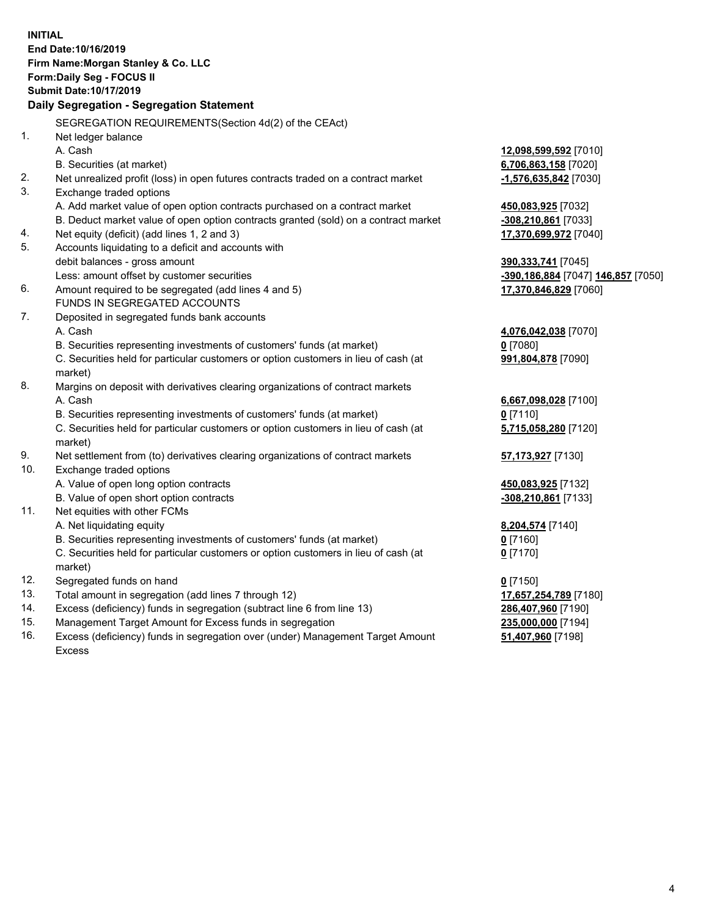**INITIAL**
**End Date:10/16/2019**
**Firm Name:Morgan Stanley & Co. LLC**
**Form:Daily Seg - FOCUS II**
**Submit Date:10/17/2019**

**Daily Segregation - Segregation Statement**

| | | |
|---|---|---|
| | SEGREGATION REQUIREMENTS(Section 4d(2) of the CEAct) | |
| 1. | Net ledger balance | |
| | A. Cash | **12,098,599,592** [7010] |
| | B. Securities (at market) | **6,706,863,158** [7020] |
| 2. | Net unrealized profit (loss) in open futures contracts traded on a contract market | **-1,576,635,842** [7030] |
| 3. | Exchange traded options | |
| | A. Add market value of open option contracts purchased on a contract market | **450,083,925** [7032] |
| | B. Deduct market value of open option contracts granted (sold) on a contract market | **-308,210,861** [7033] |
| 4. | Net equity (deficit) (add lines 1, 2 and 3) | **17,370,699,972** [7040] |
| 5. | Accounts liquidating to a deficit and accounts with debit balances - gross amount | **390,333,741** [7045] |
| | Less: amount offset by customer securities | **-390,186,884** [7047] **146,857** [7050] |
| 6. | Amount required to be segregated (add lines 4 and 5) | **17,370,846,829** [7060] |
| | FUNDS IN SEGREGATED ACCOUNTS | |
| 7. | Deposited in segregated funds bank accounts | |
| | A. Cash | **4,076,042,038** [7070] |
| | B. Securities representing investments of customers' funds (at market) | **0** [7080] |
| | C. Securities held for particular customers or option customers in lieu of cash (at market) | **991,804,878** [7090] |
| 8. | Margins on deposit with derivatives clearing organizations of contract markets | |
| | A. Cash | **6,667,098,028** [7100] |
| | B. Securities representing investments of customers' funds (at market) | **0** [7110] |
| | C. Securities held for particular customers or option customers in lieu of cash (at market) | **5,715,058,280** [7120] |
| 9. | Net settlement from (to) derivatives clearing organizations of contract markets | **57,173,927** [7130] |
| 10. | Exchange traded options | |
| | A. Value of open long option contracts | **450,083,925** [7132] |
| | B. Value of open short option contracts | **-308,210,861** [7133] |
| 11. | Net equities with other FCMs | |
| | A. Net liquidating equity | **8,204,574** [7140] |
| | B. Securities representing investments of customers' funds (at market) | **0** [7160] |
| | C. Securities held for particular customers or option customers in lieu of cash (at market) | **0** [7170] |
| 12. | Segregated funds on hand | **0** [7150] |
| 13. | Total amount in segregation (add lines 7 through 12) | **17,657,254,789** [7180] |
| 14. | Excess (deficiency) funds in segregation (subtract line 6 from line 13) | **286,407,960** [7190] |
| 15. | Management Target Amount for Excess funds in segregation | **235,000,000** [7194] |
| 16. | Excess (deficiency) funds in segregation over (under) Management Target Amount Excess | **51,407,960** [7198] |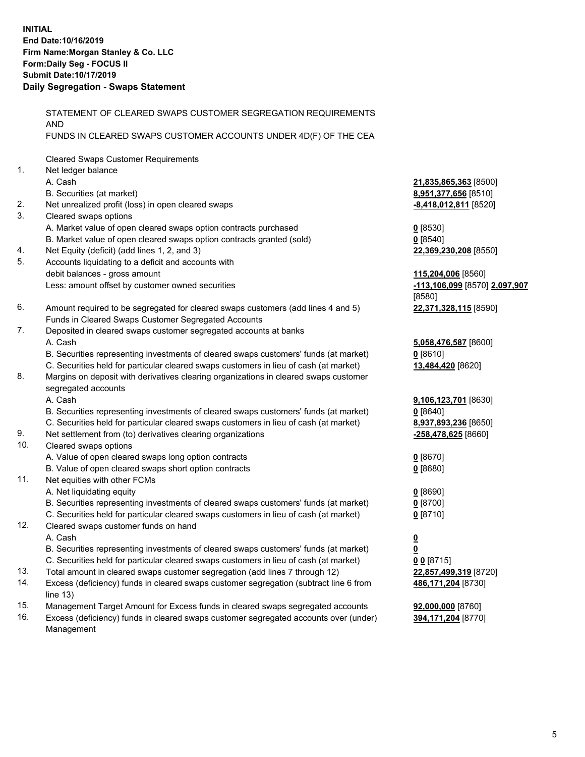**INITIAL**
**End Date:10/16/2019**
**Firm Name:Morgan Stanley & Co. LLC**
**Form:Daily Seg - FOCUS II**
**Submit Date:10/17/2019**
**Daily Segregation - Swaps Statement**

STATEMENT OF CLEARED SWAPS CUSTOMER SEGREGATION REQUIREMENTS AND FUNDS IN CLEARED SWAPS CUSTOMER ACCOUNTS UNDER 4D(F) OF THE CEA

| | | |
|---|---|---|
| | Cleared Swaps Customer Requirements | |
| 1. | Net ledger balance | |
| | A. Cash | **21,835,865,363** [8500] |
| | B. Securities (at market) | **8,951,377,656** [8510] |
| 2. | Net unrealized profit (loss) in open cleared swaps | **-8,418,012,811** [8520] |
| 3. | Cleared swaps options | |
| | A. Market value of open cleared swaps option contracts purchased | **0** [8530] |
| | B. Market value of open cleared swaps option contracts granted (sold) | **0** [8540] |
| 4. | Net Equity (deficit) (add lines 1, 2, and 3) | **22,369,230,208** [8550] |
| 5. | Accounts liquidating to a deficit and accounts with debit balances - gross amount | **115,204,006** [8560] |
| | Less: amount offset by customer owned securities | **-113,106,099** [8570] **2,097,907** [8580] |
| 6. | Amount required to be segregated for cleared swaps customers (add lines 4 and 5) | **22,371,328,115** [8590] |
| | Funds in Cleared Swaps Customer Segregated Accounts | |
| 7. | Deposited in cleared swaps customer segregated accounts at banks | |
| | A. Cash | **5,058,476,587** [8600] |
| | B. Securities representing investments of cleared swaps customers' funds (at market) | **0** [8610] |
| | C. Securities held for particular cleared swaps customers in lieu of cash (at market) | **13,484,420** [8620] |
| 8. | Margins on deposit with derivatives clearing organizations in cleared swaps customer segregated accounts | |
| | A. Cash | **9,106,123,701** [8630] |
| | B. Securities representing investments of cleared swaps customers' funds (at market) | **0** [8640] |
| | C. Securities held for particular cleared swaps customers in lieu of cash (at market) | **8,937,893,236** [8650] |
| 9. | Net settlement from (to) derivatives clearing organizations | **-258,478,625** [8660] |
| 10. | Cleared swaps options | |
| | A. Value of open cleared swaps long option contracts | **0** [8670] |
| | B. Value of open cleared swaps short option contracts | **0** [8680] |
| 11. | Net equities with other FCMs | |
| | A. Net liquidating equity | **0** [8690] |
| | B. Securities representing investments of cleared swaps customers' funds (at market) | **0** [8700] |
| | C. Securities held for particular cleared swaps customers in lieu of cash (at market) | **0** [8710] |
| 12. | Cleared swaps customer funds on hand | |
| | A. Cash | **0** |
| | B. Securities representing investments of cleared swaps customers' funds (at market) | **0** |
| | C. Securities held for particular cleared swaps customers in lieu of cash (at market) | **0** **0** [8715] |
| 13. | Total amount in cleared swaps customer segregation (add lines 7 through 12) | **22,857,499,319** [8720] |
| 14. | Excess (deficiency) funds in cleared swaps customer segregation (subtract line 6 from line 13) | **486,171,204** [8730] |
| 15. | Management Target Amount for Excess funds in cleared swaps segregated accounts | **92,000,000** [8760] |
| 16. | Excess (deficiency) funds in cleared swaps customer segregated accounts over (under) Management | **394,171,204** [8770] |